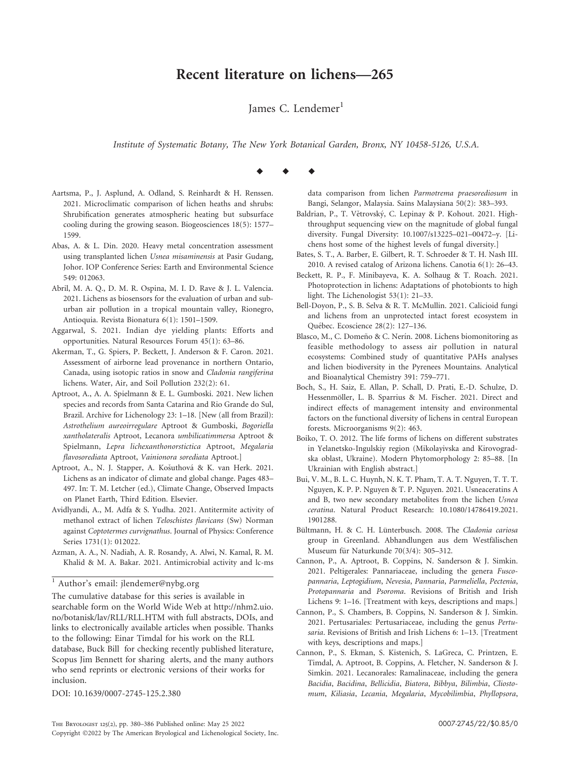# Recent literature on lichens—265

James C. Lendemer[1]

*Institute of Systematic Botany, The New York Botanical Garden, Bronx, NY 10458-5126, U.S.A.*

◆ ◆ ◆

Aartsma, P., J. Asplund, A. Odland, S. Reinhardt & H. Renssen. 2021. Microclimatic comparison of lichen heaths and shrubs: Shrubification generates atmospheric heating but subsurface cooling during the growing season. Biogeosciences 18(5): 1577–1599.

Abas, A. & L. Din. 2020. Heavy metal concentration assessment using transplanted lichen *Usnea misaminensis* at Pasir Gudang, Johor. IOP Conference Series: Earth and Environmental Science 549: 012063.

Abril, M. A. Q., D. M. R. Ospina, M. I. D. Rave & J. L. Valencia. 2021. Lichens as biosensors for the evaluation of urban and sub-urban air pollution in a tropical mountain valley, Rionegro, Antioquia. Revista Bionatura 6(1): 1501–1509.

Aggarwal, S. 2021. Indian dye yielding plants: Efforts and opportunities. Natural Resources Forum 45(1): 63–86.

Akerman, T., G. Spiers, P. Beckett, J. Anderson & F. Caron. 2021. Assessment of airborne lead provenance in northern Ontario, Canada, using isotopic ratios in snow and *Cladonia rangiferina* lichens. Water, Air, and Soil Pollution 232(2): 61.

Aptroot, A., A. A. Spielmann & E. L. Gumboski. 2021. New lichen species and records from Santa Catarina and Rio Grande do Sul, Brazil. Archive for Lichenology 23: 1–18. [New (all from Brazil): *Astrothelium aureoirregulare* Aptroot & Gumboski, *Bogoriella xantholateralis* Aptroot, Lecanora *umbilicatimmersa* Aptroot & Spielmann, *Lepra lichexanthonorstictica* Aptroot, *Megalaria flavosorediata* Aptroot, *Vainionora sorediata* Aptroot.]

Aptroot, A., N. J. Stapper, A. Košuthová & K. van Herk. 2021. Lichens as an indicator of climate and global change. Pages 483–497. In: T. M. Letcher (ed.), Climate Change, Observed Impacts on Planet Earth, Third Edition. Elsevier.

Avidlyandi, A., M. Adfa & S. Yudha. 2021. Antitermite activity of methanol extract of lichen *Teloschistes flavicans* (Sw) Norman against *Coptotermes curvignathus*. Journal of Physics: Conference Series 1731(1): 012022.

Azman, A. A., N. Nadiah, A. R. Rosandy, A. Alwi, N. Kamal, R. M. Khalid & M. A. Bakar. 2021. Antimicrobial activity and lc-ms data comparison from lichen *Parmotrema praesorediosum* in Bangi, Selangor, Malaysia. Sains Malaysiana 50(2): 383–393.

Baldrian, P., T. Větrovský, C. Lepinay & P. Kohout. 2021. High-throughput sequencing view on the magnitude of global fungal diversity. Fungal Diversity: 10.1007/s13225–021–00472–y. [Lichens host some of the highest levels of fungal diversity.]

Bates, S. T., A. Barber, E. Gilbert, R. T. Schroeder & T. H. Nash III. 2010. A revised catalog of Arizona lichens. Canotia 6(1): 26–43.

Beckett, R. P., F. Minibayeva, K. A. Solhaug & T. Roach. 2021. Photoprotection in lichens: Adaptations of photobionts to high light. The Lichenologist 53(1): 21–33.

Bell-Doyon, P., S. B. Selva & R. T. McMullin. 2021. Calicioid fungi and lichens from an unprotected intact forest ecosystem in Québec. Ecoscience 28(2): 127–136.

Blasco, M., C. Domeño & C. Nerín. 2008. Lichens biomonitoring as feasible methodology to assess air pollution in natural ecosystems: Combined study of quantitative PAHs analyses and lichen biodiversity in the Pyrenees Mountains. Analytical and Bioanalytical Chemistry 391: 759–771.

Boch, S., H. Saiz, E. Allan, P. Schall, D. Prati, E.-D. Schulze, D. Hessenmöller, L. B. Sparrius & M. Fischer. 2021. Direct and indirect effects of management intensity and environmental factors on the functional diversity of lichens in central European forests. Microorganisms 9(2): 463.

Boiko, T. O. 2012. The life forms of lichens on different substrates in Yelanetsko-Ingulskiy region (Mikolayivska and Kirovogradska oblast, Ukraine). Modern Phytomorphology 2: 85–88. [In Ukrainian with English abstract.]

Bui, V. M., B. L. C. Huynh, N. K. T. Pham, T. A. T. Nguyen, T. T. T. Nguyen, K. P. P. Nguyen & T. P. Nguyen. 2021. Usneaceratins A and B, two new secondary metabolites from the lichen *Usnea ceratina*. Natural Product Research: 10.1080/14786419.2021.1901288.

Bültmann, H. & C. H. Lünterbusch. 2008. The *Cladonia cariosa* group in Greenland. Abhandlungen aus dem Westfälischen Museum für Naturkunde 70(3/4): 305–312.

Cannon, P., A. Aptroot, B. Coppins, N. Sanderson & J. Simkin. 2021. Peltigerales: Pannariaceae, including the genera *Fuscopannaria*, *Leptogidium*, *Nevesia*, *Pannaria*, *Parmeliella*, *Pectenia*, *Protopannaria* and *Psoroma*. Revisions of British and Irish Lichens 9: 1–16. [Treatment with keys, descriptions and maps.]

Cannon, P., S. Chambers, B. Coppins, N. Sanderson & J. Simkin. 2021. Pertusariales: Pertusariaceae, including the genus *Pertusaria*. Revisions of British and Irish Lichens 6: 1–13. [Treatment with keys, descriptions and maps.]

Cannon, P., S. Ekman, S. Kistenich, S. LaGreca, C. Printzen, E. Timdal, A. Aptroot, B. Coppins, A. Fletcher, N. Sanderson & J. Simkin. 2021. Lecanorales: Ramalinaceae, including the genera *Bacidia*, *Bacidina*, *Bellicidia*, *Biatora*, *Bibbya*, *Bilimbia*, *Cliostomum*, *Kiliasia*, *Lecania*, *Megalaria*, *Mycobilimbia*, *Phyllopsora*,

---

[1] Author's email: jlendemer@nybg.org

The cumulative database for this series is available in searchable form on the World Wide Web at http://nhm2.uio.no/botanisk/lav/RLL/RLL.HTM with full abstracts, DOIs, and links to electronically available articles when possible. Thanks to the following: Einar Timdal for his work on the RLL database, Buck Bill for checking recently published literature, Scopus Jim Bennett for sharing alerts, and the many authors who send reprints or electronic versions of their works for inclusion.

DOI: 10.1639/0007-2745-125.2.380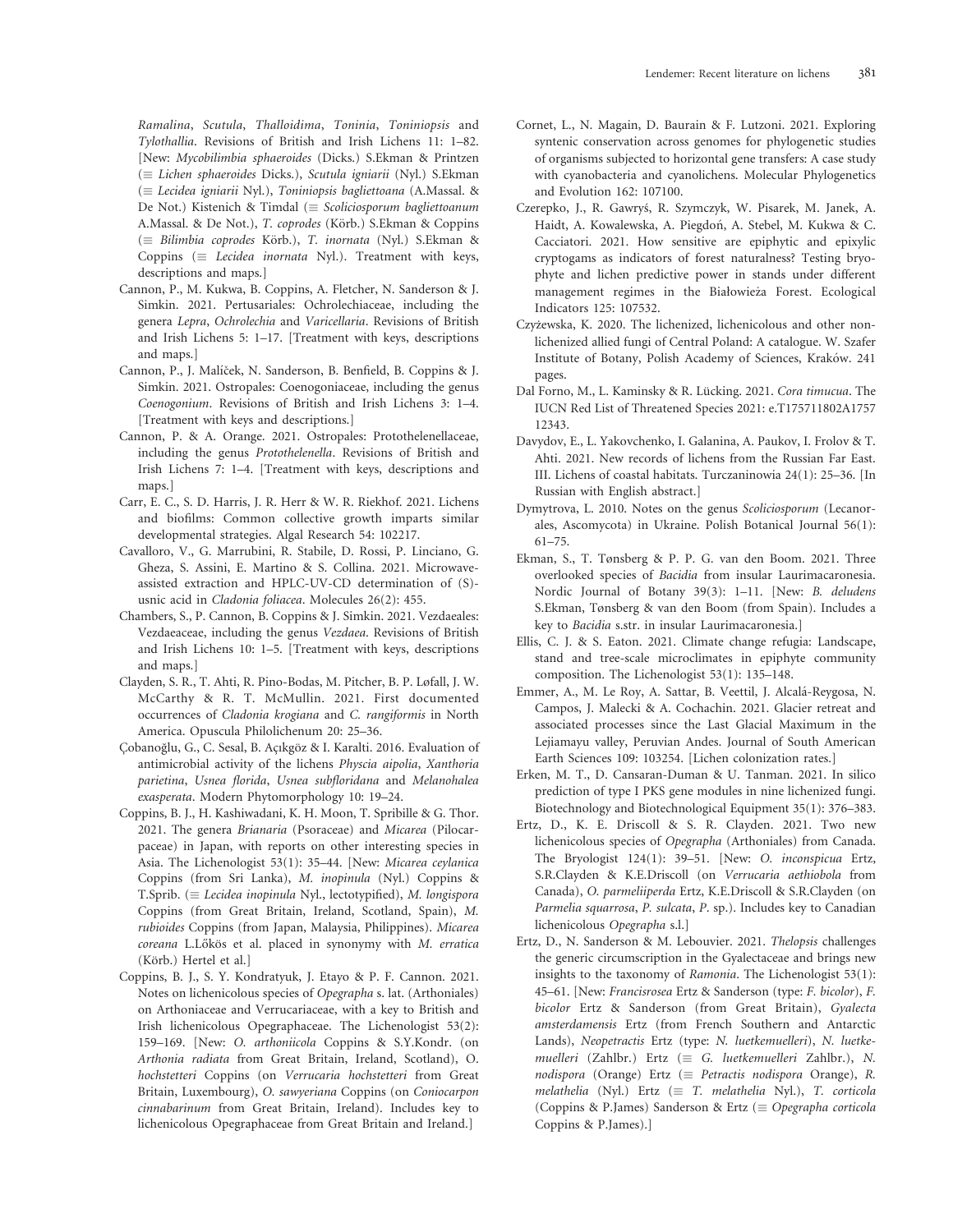*Ramalina*, *Scutula*, *Thalloidima*, *Toninia*, *Toniniopsis* and *Tylothallia*. Revisions of British and Irish Lichens 11: 1–82. [New: *Mycobilimbia sphaeroides* (Dicks.) S.Ekman & Printzen (≡ *Lichen sphaeroides* Dicks.), *Scutula igniarii* (Nyl.) S.Ekman (≡ *Lecidea igniarii* Nyl.), *Toniniopsis bagliettoana* (A.Massal. & De Not.) Kistenich & Timdal (≡ *Scoliciosporum bagliettoanum* A.Massal. & De Not.), *T. coprodes* (Körb.) S.Ekman & Coppins (≡ *Bilimbia coprodes* Körb.), *T. inornata* (Nyl.) S.Ekman & Coppins (≡ *Lecidea inornata* Nyl.). Treatment with keys, descriptions and maps.]

Cannon, P., M. Kukwa, B. Coppins, A. Fletcher, N. Sanderson & J. Simkin. 2021. Pertusariales: Ochrolechiaceae, including the genera *Lepra*, *Ochrolechia* and *Varicellaria*. Revisions of British and Irish Lichens 5: 1–17. [Treatment with keys, descriptions and maps.]

Cannon, P., J. Malíček, N. Sanderson, B. Benfield, B. Coppins & J. Simkin. 2021. Ostropales: Coenogoniaceae, including the genus *Coenogonium*. Revisions of British and Irish Lichens 3: 1–4. [Treatment with keys and descriptions.]

Cannon, P. & A. Orange. 2021. Ostropales: Protothelenellaceae, including the genus *Protothelenella*. Revisions of British and Irish Lichens 7: 1–4. [Treatment with keys, descriptions and maps.]

Carr, E. C., S. D. Harris, J. R. Herr & W. R. Riekhof. 2021. Lichens and biofilms: Common collective growth imparts similar developmental strategies. Algal Research 54: 102217.

Cavalloro, V., G. Marrubini, R. Stabile, D. Rossi, P. Linciano, G. Gheza, S. Assini, E. Martino & S. Collina. 2021. Microwave-assisted extraction and HPLC-UV-CD determination of (S)-usnic acid in *Cladonia foliacea*. Molecules 26(2): 455.

Chambers, S., P. Cannon, B. Coppins & J. Simkin. 2021. Vezdaeales: Vezdaeaceae, including the genus *Vezdaea*. Revisions of British and Irish Lichens 10: 1–5. [Treatment with keys, descriptions and maps.]

Clayden, S. R., T. Ahti, R. Pino-Bodas, M. Pitcher, B. P. Løfall, J. W. McCarthy & R. T. McMullin. 2021. First documented occurrences of *Cladonia krogiana* and *C. rangiformis* in North America. Opuscula Philolichenum 20: 25–36.

Çobanoğlu, G., C. Sesal, B. Açıkgöz & I. Karalti. 2016. Evaluation of antimicrobial activity of the lichens *Physcia aipolia*, *Xanthoria parietina*, *Usnea florida*, *Usnea subfloridana* and *Melanohalea exasperata*. Modern Phytomorphology 10: 19–24.

Coppins, B. J., H. Kashiwadani, K. H. Moon, T. Spribille & G. Thor. 2021. The genera *Brianaria* (Psoraceae) and *Micarea* (Pilocarpaceae) in Japan, with reports on other interesting species in Asia. The Lichenologist 53(1): 35–44. [New: *Micarea ceylanica* Coppins (from Sri Lanka), *M. inopinula* (Nyl.) Coppins & T.Sprib. (≡ *Lecidea inopinula* Nyl., lectotypified), *M. longispora* Coppins (from Great Britain, Ireland, Scotland, Spain), *M. rubioides* Coppins (from Japan, Malaysia, Philippines). *Micarea coreana* L.Lőkös et al. placed in synonymy with *M. erratica* (Körb.) Hertel et al.]

Coppins, B. J., S. Y. Kondratyuk, J. Etayo & P. F. Cannon. 2021. Notes on lichenicolous species of *Opegrapha* s. lat. (Arthoniales) on Arthoniaceae and Verrucariaceae, with a key to British and Irish lichenicolous Opegraphaceae. The Lichenologist 53(2): 159–169. [New: *O. arthoniicola* Coppins & S.Y.Kondr. (on *Arthonia radiata* from Great Britain, Ireland, Scotland), O. *hochstetteri* Coppins (on *Verrucaria hochstetteri* from Great Britain, Luxembourg), *O. sawyeriana* Coppins (on *Coniocarpon cinnabarinum* from Great Britain, Ireland). Includes key to lichenicolous Opegraphaceae from Great Britain and Ireland.]

Cornet, L., N. Magain, D. Baurain & F. Lutzoni. 2021. Exploring syntenic conservation across genomes for phylogenetic studies of organisms subjected to horizontal gene transfers: A case study with cyanobacteria and cyanolichens. Molecular Phylogenetics and Evolution 162: 107100.

Czerepko, J., R. Gawryś, R. Szymczyk, W. Pisarek, M. Janek, A. Haidt, A. Kowalewska, A. Piegdoń, A. Stebel, M. Kukwa & C. Cacciatori. 2021. How sensitive are epiphytic and epixylic cryptogams as indicators of forest naturalness? Testing bryophyte and lichen predictive power in stands under different management regimes in the Białowieża Forest. Ecological Indicators 125: 107532.

Czyżewska, K. 2020. The lichenized, lichenicolous and other non-lichenized allied fungi of Central Poland: A catalogue. W. Szafer Institute of Botany, Polish Academy of Sciences, Kraków. 241 pages.

Dal Forno, M., L. Kaminsky & R. Lücking. 2021. *Cora timucua*. The IUCN Red List of Threatened Species 2021: e.T175711802A175712343.

Davydov, E., L. Yakovchenko, I. Galanina, A. Paukov, I. Frolov & T. Ahti. 2021. New records of lichens from the Russian Far East. III. Lichens of coastal habitats. Turczaninowia 24(1): 25–36. [In Russian with English abstract.]

Dymytrova, L. 2010. Notes on the genus *Scoliciosporum* (Lecanorales, Ascomycota) in Ukraine. Polish Botanical Journal 56(1): 61–75.

Ekman, S., T. Tønsberg & P. P. G. van den Boom. 2021. Three overlooked species of *Bacidia* from insular Laurimacaronesia. Nordic Journal of Botany 39(3): 1–11. [New: *B. deludens* S.Ekman, Tønsberg & van den Boom (from Spain). Includes a key to *Bacidia* s.str. in insular Laurimacaronesia.]

Ellis, C. J. & S. Eaton. 2021. Climate change refugia: Landscape, stand and tree-scale microclimates in epiphyte community composition. The Lichenologist 53(1): 135–148.

Emmer, A., M. Le Roy, A. Sattar, B. Veettil, J. Alcalá-Reygosa, N. Campos, J. Malecki & A. Cochachin. 2021. Glacier retreat and associated processes since the Last Glacial Maximum in the Lejiamayu valley, Peruvian Andes. Journal of South American Earth Sciences 109: 103254. [Lichen colonization rates.]

Erken, M. T., D. Cansaran-Duman & U. Tanman. 2021. In silico prediction of type I PKS gene modules in nine lichenized fungi. Biotechnology and Biotechnological Equipment 35(1): 376–383.

Ertz, D., K. E. Driscoll & S. R. Clayden. 2021. Two new lichenicolous species of *Opegrapha* (Arthoniales) from Canada. The Bryologist 124(1): 39–51. [New: *O. inconspicua* Ertz, S.R.Clayden & K.E.Driscoll (on *Verrucaria aethiobola* from Canada), *O. parmeliiperda* Ertz, K.E.Driscoll & S.R.Clayden (on *Parmelia squarrosa*, *P. sulcata*, *P.* sp.). Includes key to Canadian lichenicolous *Opegrapha* s.l.]

Ertz, D., N. Sanderson & M. Lebouvier. 2021. *Thelopsis* challenges the generic circumscription in the Gyalectaceae and brings new insights to the taxonomy of *Ramonia*. The Lichenologist 53(1): 45–61. [New: *Francisrosea* Ertz & Sanderson (type: *F. bicolor*), *F. bicolor* Ertz & Sanderson (from Great Britain), *Gyalecta amsterdamensis* Ertz (from French Southern and Antarctic Lands), *Neopetractis* Ertz (type: *N. luetkemuelleri*), *N. luetkemuelleri* (Zahlbr.) Ertz (≡ *G. luetkemuelleri* Zahlbr.), *N. nodispora* (Orange) Ertz (≡ *Petractis nodispora* Orange), *R. melathelia* (Nyl.) Ertz (≡ *T. melathelia* Nyl.), *T. corticola* (Coppins & P.James) Sanderson & Ertz (≡ *Opegrapha corticola* Coppins & P.James).]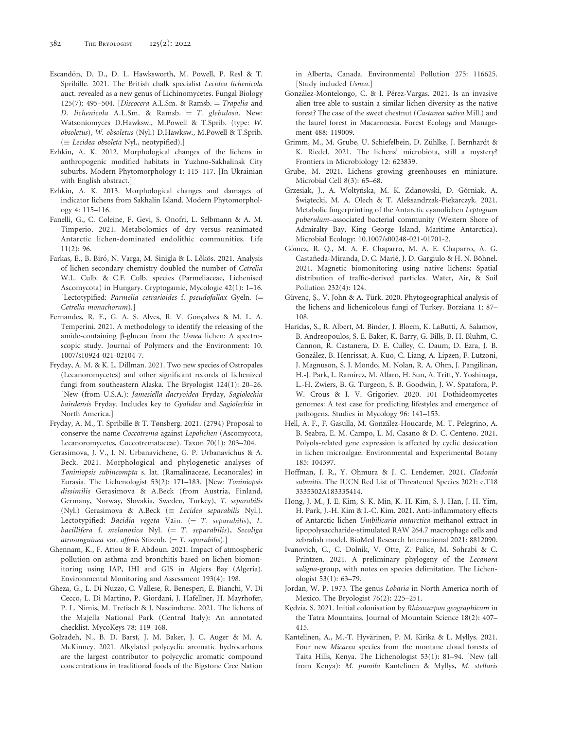Escandón, D. D., D. L. Hawksworth, M. Powell, P. Resl & T. Spribille. 2021. The British chalk specialist *Lecidea lichenicola* auct. revealed as a new genus of Lichinomycetes. Fungal Biology 125(7): 495–504. [*Discocera* A.L.Sm. & Ramsb. = *Trapelia* and *D. lichenicola* A.L.Sm. & Ramsb. = *T. glebulosa*. New: Watsoniomyces D.Hawksw., M.Powell & T.Sprib. (type: *W. obsoletus*), *W. obsoletus* (Nyl.) D.Hawksw., M.Powell & T.Sprib. (≡ *Lecidea obsoleta* Nyl., neotypified).]

Ezhkin, A. K. 2012. Morphological changes of the lichens in anthropogenic modified habitats in Yuzhno-Sakhalinsk City suburbs. Modern Phytomorphology 1: 115–117. [In Ukrainian with English abstract.]

Ezhkin, A. K. 2013. Morphological changes and damages of indicator lichens from Sakhalin Island. Modern Phytomorphology 4: 115–116.

Fanelli, G., C. Coleine, F. Gevi, S. Onofri, L. Selbmann & A. M. Timperio. 2021. Metabolomics of dry versus reanimated Antarctic lichen-dominated endolithic communities. Life 11(2): 96.

Farkas, E., B. Biró, N. Varga, M. Sinigla & L. Lőkös. 2021. Analysis of lichen secondary chemistry doubled the number of *Cetrelia* W.L. Culb. & C.F. Culb. species (Parmeliaceae, Lichenised Ascomycota) in Hungary. Cryptogamie, Mycologie 42(1): 1–16. [Lectotypified: *Parmelia cetrarioides* f. *pseudofallax* Gyeln. (= *Cetrelia monachorum*).]

Fernandes, R. F., G. A. S. Alves, R. V. Gonçalves & M. L. A. Temperini. 2021. A methodology to identify the releasing of the amide-containing β-glucan from the *Usnea* lichen: A spectroscopic study. Journal of Polymers and the Environment: 10.1007/s10924-021-02104-7.

Fryday, A. M. & K. L. Dillman. 2021. Two new species of Ostropales (Lecanoromycetes) and other significant records of lichenized fungi from southeastern Alaska. The Bryologist 124(1): 20–26. [New (from U.S.A.): *Jamesiella dacryoidea* Fryday, *Sagiolechia bairdensis* Fryday. Includes key to *Gyalidea* and *Sagiolechia* in North America.]

Fryday, A. M., T. Spribille & T. Tønsberg. 2021. (2794) Proposal to conserve the name *Coccotrema* against *Lepolichen* (Ascomycota, Lecanoromycetes, Coccotremataceae). Taxon 70(1): 203–204.

Gerasimova, J. V., I. N. Urbanavichene, G. P. Urbanavichus & A. Beck. 2021. Morphological and phylogenetic analyses of *Toniniopsis subincompta* s. lat. (Ramalinaceae, Lecanorales) in Eurasia. The Lichenologist 53(2): 171–183. [New: *Toniniopsis dissimilis* Gerasimova & A.Beck (from Austria, Finland, Germany, Norway, Slovakia, Sweden, Turkey), *T. separabilis* (Nyl.) Gerasimova & A.Beck (≡ *Lecidea separabilis* Nyl.). Lectotypified: *Bacidia vegeta* Vain. (= *T. separabilis*), *L. bacillifera* f. *melanotica* Nyl. (= *T. separabilis*), *Secoliga atrosanguinea* var. *affinis* Stizenb. (= *T. separabilis*).]

Ghennam, K., F. Attou & F. Abdoun. 2021. Impact of atmospheric pollution on asthma and bronchitis based on lichen biomonitoring using IAP, IHI and GIS in Algiers Bay (Algeria). Environmental Monitoring and Assessment 193(4): 198.

Gheza, G., L. Di Nuzzo, C. Vallese, R. Benesperi, E. Bianchi, V. Di Cecco, L. Di Martino, P. Giordani, J. Hafellner, H. Mayrhofer, P. L. Nimis, M. Tretiach & J. Nascimbene. 2021. The lichens of the Majella National Park (Central Italy): An annotated checklist. MycoKeys 78: 119–168.

Golzadeh, N., B. D. Barst, J. M. Baker, J. C. Auger & M. A. McKinney. 2021. Alkylated polycyclic aromatic hydrocarbons are the largest contributor to polycyclic aromatic compound concentrations in traditional foods of the Bigstone Cree Nation in Alberta, Canada. Environmental Pollution 275: 116625. [Study included *Usnea*.]

González-Montelongo, C. & I. Pérez-Vargas. 2021. Is an invasive alien tree able to sustain a similar lichen diversity as the native forest? The case of the sweet chestnut (*Castanea sativa* Mill.) and the laurel forest in Macaronesia. Forest Ecology and Management 488: 119009.

Grimm, M., M. Grube, U. Schiefelbein, D. Zühlke, J. Bernhardt & K. Riedel. 2021. The lichens' microbiota, still a mystery? Frontiers in Microbiology 12: 623839.

Grube, M. 2021. Lichens growing greenhouses en miniature. Microbial Cell 8(3): 65–68.

Grzesiak, J., A. Woltyńska, M. K. Zdanowski, D. Górniak, A. Świątecki, M. A. Olech & T. Aleksandrzak-Piekarczyk. 2021. Metabolic fingerprinting of the Antarctic cyanolichen *Leptogium puberulum*–associated bacterial community (Western Shore of Admiralty Bay, King George Island, Maritime Antarctica). Microbial Ecology: 10.1007/s00248-021-01701-2.

Gómez, R. Q., M. A. E. Chaparro, M. A. E. Chaparro, A. G. Castañeda-Miranda, D. C. Marié, J. D. Gargiulo & H. N. Böhnel. 2021. Magnetic biomonitoring using native lichens: Spatial distribution of traffic-derived particles. Water, Air, & Soil Pollution 232(4): 124.

Güvenç, Ş., V. John & A. Türk. 2020. Phytogeographical analysis of the lichens and lichenicolous fungi of Turkey. Borziana 1: 87–108.

Haridas, S., R. Albert, M. Binder, J. Bloem, K. LaButti, A. Salamov, B. Andreopoulos, S. E. Baker, K. Barry, G. Bills, B. H. Bluhm, C. Cannon, R. Castanera, D. E. Culley, C. Daum, D. Ezra, J. B. González, B. Henrissat, A. Kuo, C. Liang, A. Lipzen, F. Lutzoni, J. Magnuson, S. J. Mondo, M. Nolan, R. A. Ohm, J. Pangilinan, H.-J. Park, L. Ramírez, M. Alfaro, H. Sun, A. Tritt, Y. Yoshinaga, L.-H. Zwiers, B. G. Turgeon, S. B. Goodwin, J. W. Spatafora, P. W. Crous & I. V. Grigoriev. 2020. 101 Dothideomycetes genomes: A test case for predicting lifestyles and emergence of pathogens. Studies in Mycology 96: 141–153.

Hell, A. F., F. Gasulla, M. González-Houcarde, M. T. Pelegrino, A. B. Seabra, E. M. Campo, L. M. Casano & D. C. Centeno. 2021. Polyols-related gene expression is affected by cyclic desiccation in lichen microalgae. Environmental and Experimental Botany 185: 104397.

Hoffman, J. R., Y. Ohmura & J. C. Lendemer. 2021. *Cladonia submitis*. The IUCN Red List of Threatened Species 2021: e.T183335302A183335414.

Hong, J.-M., J. E. Kim, S. K. Min, K.-H. Kim, S. J. Han, J. H. Yim, H. Park, J.-H. Kim & I.-C. Kim. 2021. Anti-inflammatory effects of Antarctic lichen *Umbilicaria antarctica* methanol extract in lipopolysaccharide-stimulated RAW 264.7 macrophage cells and zebrafish model. BioMed Research International 2021: 8812090.

Ivanovich, C., C. Dolnik, V. Otte, Z. Palice, M. Sohrabi & C. Printzen. 2021. A preliminary phylogeny of the *Lecanora saligna*-group, with notes on species delimitation. The Lichenologist 53(1): 63–79.

Jordan, W. P. 1973. The genus *Lobaria* in North America north of Mexico. The Bryologist 76(2): 225–251.

Kędzia, S. 2021. Initial colonisation by *Rhizocarpon geographicum* in the Tatra Mountains. Journal of Mountain Science 18(2): 407–415.

Kantelinen, A., M.-T. Hyvärinen, P. M. Kirika & L. Myllys. 2021. Four new *Micarea* species from the montane cloud forests of Taita Hills, Kenya. The Lichenologist 53(1): 81–94. [New (all from Kenya): *M. pumila* Kantelinen & Myllys, *M. stellaris*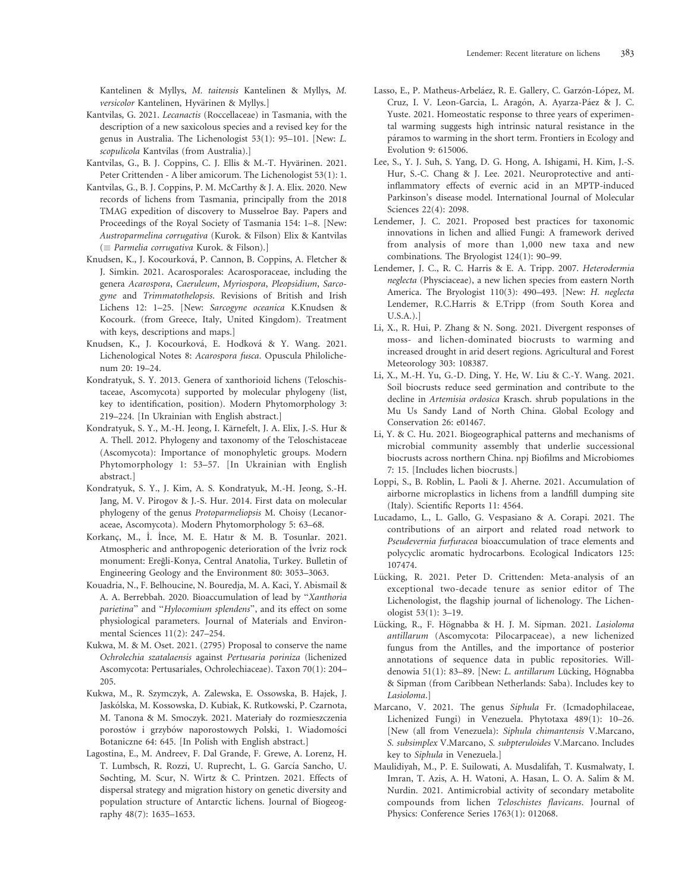Kantelinen & Myllys, *M. taitensis* Kantelinen & Myllys, *M. versicolor* Kantelinen, Hyvärinen & Myllys.]

Kantvilas, G. 2021. *Lecanactis* (Roccellaceae) in Tasmania, with the description of a new saxicolous species and a revised key for the genus in Australia. The Lichenologist 53(1): 95–101. [New: *L. scopulicola* Kantvilas (from Australia).]

Kantvilas, G., B. J. Coppins, C. J. Ellis & M.-T. Hyvärinen. 2021. Peter Crittenden - A liber amicorum. The Lichenologist 53(1): 1.

Kantvilas, G., B. J. Coppins, P. M. McCarthy & J. A. Elix. 2020. New records of lichens from Tasmania, principally from the 2018 TMAG expedition of discovery to Musselroe Bay. Papers and Proceedings of the Royal Society of Tasmania 154: 1–8. [New: *Austroparmelina corrugativa* (Kurok. & Filson) Elix & Kantvilas (≡ *Parmelia corrugativa* Kurok. & Filson).]

Knudsen, K., J. Kocourková, P. Cannon, B. Coppins, A. Fletcher & J. Simkin. 2021. Acarosporales: Acarosporaceae, including the genera *Acarospora*, *Caeruleum*, *Myriospora*, *Pleopsidium*, *Sarcogyne* and *Trimmatothelopsis*. Revisions of British and Irish Lichens 12: 1–25. [New: *Sarcogyne oceanica* K.Knudsen & Kocourk. (from Greece, Italy, United Kingdom). Treatment with keys, descriptions and maps.]

Knudsen, K., J. Kocourková, E. Hodková & Y. Wang. 2021. Lichenological Notes 8: *Acarospora fusca*. Opuscula Philolichenum 20: 19–24.

Kondratyuk, S. Y. 2013. Genera of xanthorioid lichens (Teloschistaceae, Ascomycota) supported by molecular phylogeny (list, key to identification, position). Modern Phytomorphology 3: 219–224. [In Ukrainian with English abstract.]

Kondratyuk, S. Y., M.-H. Jeong, I. Kärnefelt, J. A. Elix, J.-S. Hur & A. Thell. 2012. Phylogeny and taxonomy of the Teloschistaceae (Ascomycota): Importance of monophyletic groups. Modern Phytomorphology 1: 53–57. [In Ukrainian with English abstract.]

Kondratyuk, S. Y., J. Kim, A. S. Kondratyuk, M.-H. Jeong, S.-H. Jang, M. V. Pirogov & J.-S. Hur. 2014. First data on molecular phylogeny of the genus *Protoparmeliopsis* M. Choisy (Lecanoraceae, Ascomycota). Modern Phytomorphology 5: 63–68.

Korkanç, M., İ. İnce, M. E. Hatır & M. B. Tosunlar. 2021. Atmospheric and anthropogenic deterioration of the İvriz rock monument: Ereğli-Konya, Central Anatolia, Turkey. Bulletin of Engineering Geology and the Environment 80: 3053–3063.

Kouadria, N., F. Belhoucine, N. Bouredja, M. A. Kaci, Y. Abismail & A. A. Berrebbah. 2020. Bioaccumulation of lead by "*Xanthoria parietina*" and "*Hylocomium splendens*", and its effect on some physiological parameters. Journal of Materials and Environmental Sciences 11(2): 247–254.

Kukwa, M. & M. Oset. 2021. (2795) Proposal to conserve the name *Ochrolechia szatalaensis* against *Pertusaria poriniza* (lichenized Ascomycota: Pertusariales, Ochrolechiaceae). Taxon 70(1): 204–205.

Kukwa, M., R. Szymczyk, A. Zalewska, E. Ossowska, B. Hajek, J. Jaskólska, M. Kossowska, D. Kubiak, K. Rutkowski, P. Czarnota, M. Tanona & M. Smoczyk. 2021. Materiały do rozmieszczenia porostów i grzybów naporostowych Polski, 1. Wiadomości Botaniczne 64: 645. [In Polish with English abstract.]

Lagostina, E., M. Andreev, F. Dal Grande, F. Grewe, A. Lorenz, H. T. Lumbsch, R. Rozzi, U. Ruprecht, L. G. García Sancho, U. Søchting, M. Scur, N. Wirtz & C. Printzen. 2021. Effects of dispersal strategy and migration history on genetic diversity and population structure of Antarctic lichens. Journal of Biogeography 48(7): 1635–1653.

Lasso, E., P. Matheus-Arbeláez, R. E. Gallery, C. Garzón-López, M. Cruz, I. V. Leon-Garcia, L. Aragón, A. Ayarza-Páez & J. C. Yuste. 2021. Homeostatic response to three years of experimental warming suggests high intrinsic natural resistance in the páramos to warming in the short term. Frontiers in Ecology and Evolution 9: 615006.

Lee, S., Y. J. Suh, S. Yang, D. G. Hong, A. Ishigami, H. Kim, J.-S. Hur, S.-C. Chang & J. Lee. 2021. Neuroprotective and anti-inflammatory effects of evernic acid in an MPTP-induced Parkinson's disease model. International Journal of Molecular Sciences 22(4): 2098.

Lendemer, J. C. 2021. Proposed best practices for taxonomic innovations in lichen and allied Fungi: A framework derived from analysis of more than 1,000 new taxa and new combinations. The Bryologist 124(1): 90–99.

Lendemer, J. C., R. C. Harris & E. A. Tripp. 2007. *Heterodermia neglecta* (Physciaceae), a new lichen species from eastern North America. The Bryologist 110(3): 490–493. [New: *H. neglecta* Lendemer, R.C.Harris & E.Tripp (from South Korea and U.S.A.).]

Li, X., R. Hui, P. Zhang & N. Song. 2021. Divergent responses of moss- and lichen-dominated biocrusts to warming and increased drought in arid desert regions. Agricultural and Forest Meteorology 303: 108387.

Li, X., M.-H. Yu, G.-D. Ding, Y. He, W. Liu & C.-Y. Wang. 2021. Soil biocrusts reduce seed germination and contribute to the decline in *Artemisia ordosica* Krasch. shrub populations in the Mu Us Sandy Land of North China. Global Ecology and Conservation 26: e01467.

Li, Y. & C. Hu. 2021. Biogeographical patterns and mechanisms of microbial community assembly that underlie successional biocrusts across northern China. npj Biofilms and Microbiomes 7: 15. [Includes lichen biocrusts.]

Loppi, S., B. Roblin, L. Paoli & J. Aherne. 2021. Accumulation of airborne microplastics in lichens from a landfill dumping site (Italy). Scientific Reports 11: 4564.

Lucadamo, L., L. Gallo, G. Vespasiano & A. Corapi. 2021. The contributions of an airport and related road network to *Pseudevernia furfuracea* bioaccumulation of trace elements and polycyclic aromatic hydrocarbons. Ecological Indicators 125: 107474.

Lücking, R. 2021. Peter D. Crittenden: Meta-analysis of an exceptional two-decade tenure as senior editor of The Lichenologist, the flagship journal of lichenology. The Lichenologist 53(1): 3–19.

Lücking, R., F. Högnabba & H. J. M. Sipman. 2021. *Lasioloma antillarum* (Ascomycota: Pilocarpaceae), a new lichenized fungus from the Antilles, and the importance of posterior annotations of sequence data in public repositories. Willdenowia 51(1): 83–89. [New: *L. antillarum* Lücking, Högnabba & Sipman (from Caribbean Netherlands: Saba). Includes key to *Lasioloma*.]

Marcano, V. 2021. The genus *Siphula* Fr. (Icmadophilaceae, Lichenized Fungi) in Venezuela. Phytotaxa 489(1): 10–26. [New (all from Venezuela): *Siphula chimantensis* V.Marcano, *S. subsimplex* V.Marcano, *S. subpteruloides* V.Marcano. Includes key to *Siphula* in Venezuela.]

Maulidiyah, M., P. E. Suilowati, A. Musdalifah, T. Kusmalwaty, I. Imran, T. Azis, A. H. Watoni, A. Hasan, L. O. A. Salim & M. Nurdin. 2021. Antimicrobial activity of secondary metabolite compounds from lichen *Teloschistes flavicans*. Journal of Physics: Conference Series 1763(1): 012068.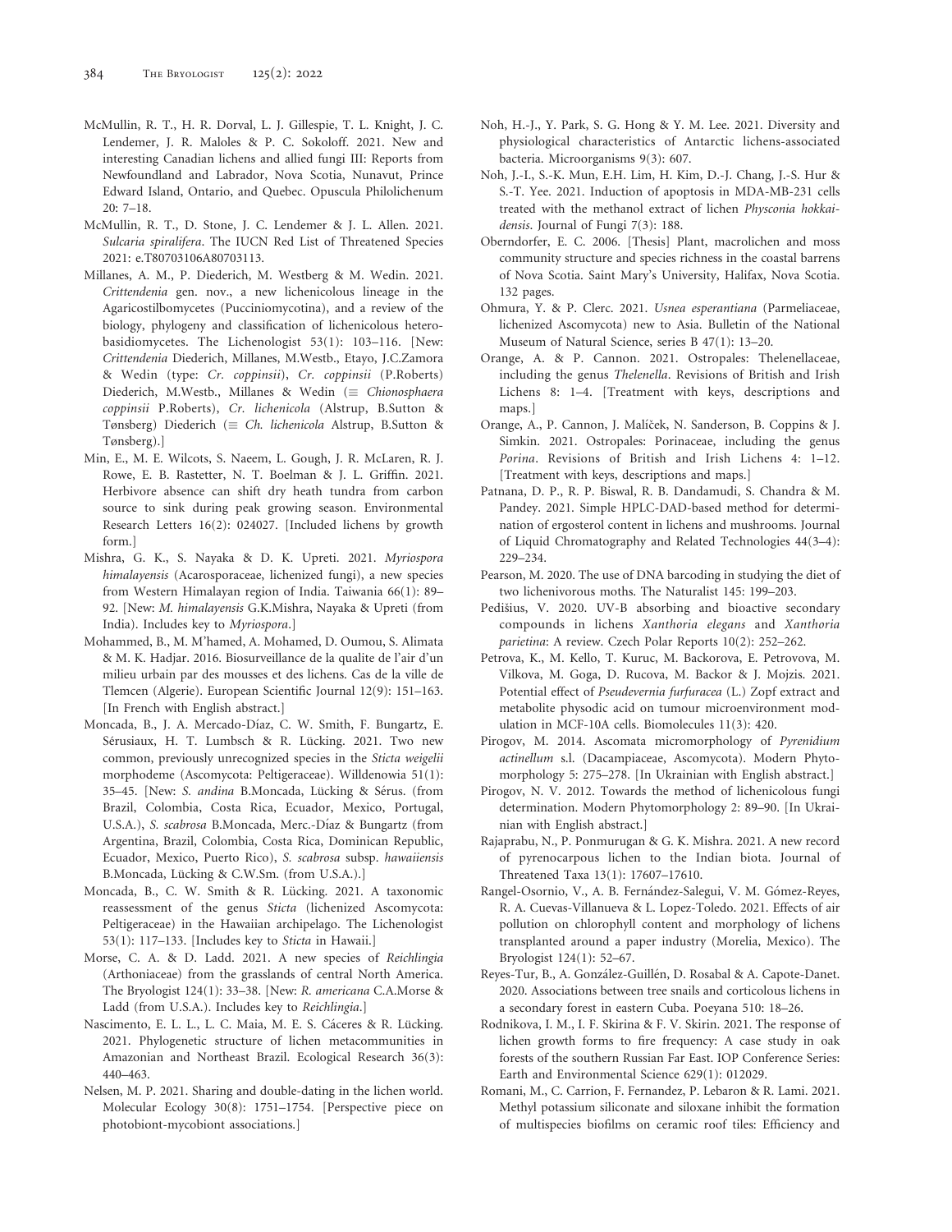McMullin, R. T., H. R. Dorval, L. J. Gillespie, T. L. Knight, J. C. Lendemer, J. R. Maloles & P. C. Sokoloff. 2021. New and interesting Canadian lichens and allied fungi III: Reports from Newfoundland and Labrador, Nova Scotia, Nunavut, Prince Edward Island, Ontario, and Quebec. Opuscula Philolichenum 20: 7–18.

McMullin, R. T., D. Stone, J. C. Lendemer & J. L. Allen. 2021. *Sulcaria spiralifera*. The IUCN Red List of Threatened Species 2021: e.T80703106A80703113.

Millanes, A. M., P. Diederich, M. Westberg & M. Wedin. 2021. *Crittendenia* gen. nov., a new lichenicolous lineage in the Agaricostilbomycetes (Pucciniomycotina), and a review of the biology, phylogeny and classification of lichenicolous heterobasidiomycetes. The Lichenologist 53(1): 103–116. [New: *Crittendenia* Diederich, Millanes, M.Westb., Etayo, J.C.Zamora & Wedin (type: *Cr. coppinsii*), *Cr. coppinsii* (P.Roberts) Diederich, M.Westb., Millanes & Wedin (≡ *Chionosphaera coppinsii* P.Roberts), *Cr. lichenicola* (Alstrup, B.Sutton & Tønsberg) Diederich (≡ *Ch. lichenicola* Alstrup, B.Sutton & Tønsberg).]

Min, E., M. E. Wilcots, S. Naeem, L. Gough, J. R. McLaren, R. J. Rowe, E. B. Rastetter, N. T. Boelman & J. L. Griffin. 2021. Herbivore absence can shift dry heath tundra from carbon source to sink during peak growing season. Environmental Research Letters 16(2): 024027. [Included lichens by growth form.]

Mishra, G. K., S. Nayaka & D. K. Upreti. 2021. *Myriospora himalayensis* (Acarosporaceae, lichenized fungi), a new species from Western Himalayan region of India. Taiwania 66(1): 89–92. [New: *M. himalayensis* G.K.Mishra, Nayaka & Upreti (from India). Includes key to *Myriospora*.]

Mohammed, B., M. M'hamed, A. Mohamed, D. Oumou, S. Alimata & M. K. Hadjar. 2016. Biosurveillance de la qualite de l'air d'un milieu urbain par des mousses et des lichens. Cas de la ville de Tlemcen (Algerie). European Scientific Journal 12(9): 151–163. [In French with English abstract.]

Moncada, B., J. A. Mercado-Díaz, C. W. Smith, F. Bungartz, E. Sérusiaux, H. T. Lumbsch & R. Lücking. 2021. Two new common, previously unrecognized species in the *Sticta weigelii* morphodeme (Ascomycota: Peltigeraceae). Willdenowia 51(1): 35–45. [New: *S. andina* B.Moncada, Lücking & Sérus. (from Brazil, Colombia, Costa Rica, Ecuador, Mexico, Portugal, U.S.A.), *S. scabrosa* B.Moncada, Merc.-Díaz & Bungartz (from Argentina, Brazil, Colombia, Costa Rica, Dominican Republic, Ecuador, Mexico, Puerto Rico), *S. scabrosa* subsp. *hawaiiensis* B.Moncada, Lücking & C.W.Sm. (from U.S.A.).]

Moncada, B., C. W. Smith & R. Lücking. 2021. A taxonomic reassessment of the genus *Sticta* (lichenized Ascomycota: Peltigeraceae) in the Hawaiian archipelago. The Lichenologist 53(1): 117–133. [Includes key to *Sticta* in Hawaii.]

Morse, C. A. & D. Ladd. 2021. A new species of *Reichlingia* (Arthoniaceae) from the grasslands of central North America. The Bryologist 124(1): 33–38. [New: *R. americana* C.A.Morse & Ladd (from U.S.A.). Includes key to *Reichlingia*.]

Nascimento, E. L. L., L. C. Maia, M. E. S. Cáceres & R. Lücking. 2021. Phylogenetic structure of lichen metacommunities in Amazonian and Northeast Brazil. Ecological Research 36(3): 440–463.

Nelsen, M. P. 2021. Sharing and double-dating in the lichen world. Molecular Ecology 30(8): 1751–1754. [Perspective piece on photobiont-mycobiont associations.]

Noh, H.-J., Y. Park, S. G. Hong & Y. M. Lee. 2021. Diversity and physiological characteristics of Antarctic lichens-associated bacteria. Microorganisms 9(3): 607.

Noh, J.-I., S.-K. Mun, E.H. Lim, H. Kim, D.-J. Chang, J.-S. Hur & S.-T. Yee. 2021. Induction of apoptosis in MDA-MB-231 cells treated with the methanol extract of lichen *Physconia hokkaidensis*. Journal of Fungi 7(3): 188.

Oberndorfer, E. C. 2006. [Thesis] Plant, macrolichen and moss community structure and species richness in the coastal barrens of Nova Scotia. Saint Mary's University, Halifax, Nova Scotia. 132 pages.

Ohmura, Y. & P. Clerc. 2021. *Usnea esperantiana* (Parmeliaceae, lichenized Ascomycota) new to Asia. Bulletin of the National Museum of Natural Science, series B 47(1): 13–20.

Orange, A. & P. Cannon. 2021. Ostropales: Thelenellaceae, including the genus *Thelenella*. Revisions of British and Irish Lichens 8: 1–4. [Treatment with keys, descriptions and maps.]

Orange, A., P. Cannon, J. Malíček, N. Sanderson, B. Coppins & J. Simkin. 2021. Ostropales: Porinaceae, including the genus *Porina*. Revisions of British and Irish Lichens 4: 1–12. [Treatment with keys, descriptions and maps.]

Patnana, D. P., R. P. Biswal, R. B. Dandamudi, S. Chandra & M. Pandey. 2021. Simple HPLC-DAD-based method for determination of ergosterol content in lichens and mushrooms. Journal of Liquid Chromatography and Related Technologies 44(3–4): 229–234.

Pearson, M. 2020. The use of DNA barcoding in studying the diet of two lichenivorous moths. The Naturalist 145: 199–203.

Pedišius, V. 2020. UV-B absorbing and bioactive secondary compounds in lichens *Xanthoria elegans* and *Xanthoria parietina*: A review. Czech Polar Reports 10(2): 252–262.

Petrova, K., M. Kello, T. Kuruc, M. Backorova, E. Petrovova, M. Vilkova, M. Goga, D. Rucova, M. Backor & J. Mojzis. 2021. Potential effect of *Pseudevernia furfuracea* (L.) Zopf extract and metabolite physodic acid on tumour microenvironment modulation in MCF-10A cells. Biomolecules 11(3): 420.

Pirogov, M. 2014. Ascomata micromorphology of *Pyrenidium actinellum* s.l. (Dacampiaceae, Ascomycota). Modern Phytomorphology 5: 275–278. [In Ukrainian with English abstract.]

Pirogov, N. V. 2012. Towards the method of lichenicolous fungi determination. Modern Phytomorphology 2: 89–90. [In Ukrainian with English abstract.]

Rajaprabu, N., P. Ponmurugan & G. K. Mishra. 2021. A new record of pyrenocarpous lichen to the Indian biota. Journal of Threatened Taxa 13(1): 17607–17610.

Rangel-Osornio, V., A. B. Fernández-Salegui, V. M. Gómez-Reyes, R. A. Cuevas-Villanueva & L. Lopez-Toledo. 2021. Effects of air pollution on chlorophyll content and morphology of lichens transplanted around a paper industry (Morelia, Mexico). The Bryologist 124(1): 52–67.

Reyes-Tur, B., A. González-Guillén, D. Rosabal & A. Capote-Danet. 2020. Associations between tree snails and corticolous lichens in a secondary forest in eastern Cuba. Poeyana 510: 18–26.

Rodnikova, I. M., I. F. Skirina & F. V. Skirin. 2021. The response of lichen growth forms to fire frequency: A case study in oak forests of the southern Russian Far East. IOP Conference Series: Earth and Environmental Science 629(1): 012029.

Romani, M., C. Carrion, F. Fernandez, P. Lebaron & R. Lami. 2021. Methyl potassium siliconate and siloxane inhibit the formation of multispecies biofilms on ceramic roof tiles: Efficiency and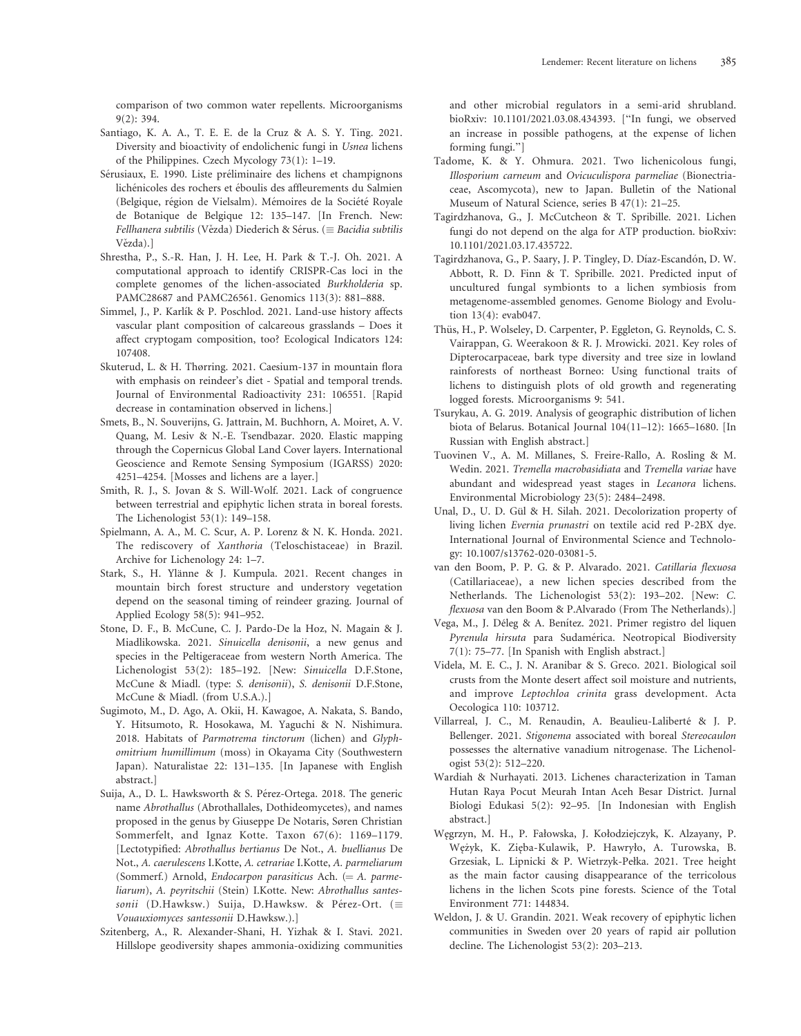comparison of two common water repellents. Microorganisms 9(2): 394.

Santiago, K. A. A., T. E. E. de la Cruz & A. S. Y. Ting. 2021. Diversity and bioactivity of endolichenic fungi in *Usnea* lichens of the Philippines. Czech Mycology 73(1): 1–19.

Sérusiaux, E. 1990. Liste préliminaire des lichens et champignons lichénicoles des rochers et éboulis des affleurements du Salmien (Belgique, région de Vielsalm). Mémoires de la Société Royale de Botanique de Belgique 12: 135–147. [In French. New: *Fellhanera subtilis* (Vězda) Diederich & Sérus. (≡ *Bacidia subtilis* Vězda).]

Shrestha, P., S.-R. Han, J. H. Lee, H. Park & T.-J. Oh. 2021. A computational approach to identify CRISPR-Cas loci in the complete genomes of the lichen-associated *Burkholderia* sp. PAMC28687 and PAMC26561. Genomics 113(3): 881–888.

Simmel, J., P. Karlík & P. Poschlod. 2021. Land-use history affects vascular plant composition of calcareous grasslands – Does it affect cryptogam composition, too? Ecological Indicators 124: 107408.

Skuterud, L. & H. Thørring. 2021. Caesium-137 in mountain flora with emphasis on reindeer's diet - Spatial and temporal trends. Journal of Environmental Radioactivity 231: 106551. [Rapid decrease in contamination observed in lichens.]

Smets, B., N. Souverijns, G. Jattrain, M. Buchhorn, A. Moiret, A. V. Quang, M. Lesiv & N.-E. Tsendbazar. 2020. Elastic mapping through the Copernicus Global Land Cover layers. International Geoscience and Remote Sensing Symposium (IGARSS) 2020: 4251–4254. [Mosses and lichens are a layer.]

Smith, R. J., S. Jovan & S. Will-Wolf. 2021. Lack of congruence between terrestrial and epiphytic lichen strata in boreal forests. The Lichenologist 53(1): 149–158.

Spielmann, A. A., M. C. Scur, A. P. Lorenz & N. K. Honda. 2021. The rediscovery of *Xanthoria* (Teloschistaceae) in Brazil. Archive for Lichenology 24: 1–7.

Stark, S., H. Ylänne & J. Kumpula. 2021. Recent changes in mountain birch forest structure and understory vegetation depend on the seasonal timing of reindeer grazing. Journal of Applied Ecology 58(5): 941–952.

Stone, D. F., B. McCune, C. J. Pardo-De la Hoz, N. Magain & J. Miadlikowska. 2021. *Sinuicella denisonii*, a new genus and species in the Peltigeraceae from western North America. The Lichenologist 53(2): 185–192. [New: *Sinuicella* D.F.Stone, McCune & Miadl. (type: *S. denisonii*), *S. denisonii* D.F.Stone, McCune & Miadl. (from U.S.A.).]

Sugimoto, M., D. Ago, A. Okii, H. Kawagoe, A. Nakata, S. Bando, Y. Hitsumoto, R. Hosokawa, M. Yaguchi & N. Nishimura. 2018. Habitats of *Parmotrema tinctorum* (lichen) and *Glyphomitrium humillimum* (moss) in Okayama City (Southwestern Japan). Naturalistae 22: 131–135. [In Japanese with English abstract.]

Suija, A., D. L. Hawksworth & S. Pérez-Ortega. 2018. The generic name *Abrothallus* (Abrothallales, Dothideomycetes), and names proposed in the genus by Giuseppe De Notaris, Søren Christian Sommerfelt, and Ignaz Kotte. Taxon 67(6): 1169–1179. [Lectotypified: *Abrothallus bertianus* De Not., *A. buellianus* De Not., *A. caerulescens* I.Kotte, *A. cetrariae* I.Kotte, *A. parmeliarum* (Sommerf.) Arnold, *Endocarpon parasiticus* Ach. (= *A. parmeliarum*), *A. peyritschii* (Stein) I.Kotte. New: *Abrothallus santessonii* (D.Hawksw.) Suija, D.Hawksw. & Pérez-Ort. (≡ *Vouauxiomyces santessonii* D.Hawksw.).]

Szitenberg, A., R. Alexander-Shani, H. Yizhak & I. Stavi. 2021. Hillslope geodiversity shapes ammonia-oxidizing communities and other microbial regulators in a semi-arid shrubland. bioRxiv: 10.1101/2021.03.08.434393. ["In fungi, we observed an increase in possible pathogens, at the expense of lichen forming fungi."]

Tadome, K. & Y. Ohmura. 2021. Two lichenicolous fungi, *Illosporium carneum* and *Ovicuculispora parmeliae* (Bionectriaceae, Ascomycota), new to Japan. Bulletin of the National Museum of Natural Science, series B 47(1): 21–25.

Tagirdzhanova, G., J. McCutcheon & T. Spribille. 2021. Lichen fungi do not depend on the alga for ATP production. bioRxiv: 10.1101/2021.03.17.435722.

Tagirdzhanova, G., P. Saary, J. P. Tingley, D. Díaz-Escandón, D. W. Abbott, R. D. Finn & T. Spribille. 2021. Predicted input of uncultured fungal symbionts to a lichen symbiosis from metagenome-assembled genomes. Genome Biology and Evolution 13(4): evab047.

Thüs, H., P. Wolseley, D. Carpenter, P. Eggleton, G. Reynolds, C. S. Vairappan, G. Weerakoon & R. J. Mrowicki. 2021. Key roles of Dipterocarpaceae, bark type diversity and tree size in lowland rainforests of northeast Borneo: Using functional traits of lichens to distinguish plots of old growth and regenerating logged forests. Microorganisms 9: 541.

Tsurykau, A. G. 2019. Analysis of geographic distribution of lichen biota of Belarus. Botanical Journal 104(11–12): 1665–1680. [In Russian with English abstract.]

Tuovinen V., A. M. Millanes, S. Freire-Rallo, A. Rosling & M. Wedin. 2021. *Tremella macrobasidiata* and *Tremella variae* have abundant and widespread yeast stages in *Lecanora* lichens. Environmental Microbiology 23(5): 2484–2498.

Unal, D., U. D. Gül & H. Silah. 2021. Decolorization property of living lichen *Evernia prunastri* on textile acid red P-2BX dye. International Journal of Environmental Science and Technology: 10.1007/s13762-020-03081-5.

van den Boom, P. P. G. & P. Alvarado. 2021. *Catillaria flexuosa* (Catillariaceae), a new lichen species described from the Netherlands. The Lichenologist 53(2): 193–202. [New: *C. flexuosa* van den Boom & P.Alvarado (From The Netherlands).]

Vega, M., J. Déleg & A. Benítez. 2021. Primer registro del liquen *Pyrenula hirsuta* para Sudamérica. Neotropical Biodiversity 7(1): 75–77. [In Spanish with English abstract.]

Videla, M. E. C., J. N. Aranibar & S. Greco. 2021. Biological soil crusts from the Monte desert affect soil moisture and nutrients, and improve *Leptochloa crinita* grass development. Acta Oecologica 110: 103712.

Villarreal, J. C., M. Renaudin, A. Beaulieu-Laliberté & J. P. Bellenger. 2021. *Stigonema* associated with boreal *Stereocaulon* possesses the alternative vanadium nitrogenase. The Lichenologist 53(2): 512–220.

Wardiah & Nurhayati. 2013. Lichenes characterization in Taman Hutan Raya Pocut Meurah Intan Aceh Besar District. Jurnal Biologi Edukasi 5(2): 92–95. [In Indonesian with English abstract.]

Węgrzyn, M. H., P. Fałowska, J. Kołodziejczyk, K. Alzayany, P. Wężyk, K. Zięba-Kulawik, P. Hawryło, A. Turowska, B. Grzesiak, L. Lipnicki & P. Wietrzyk-Pełka. 2021. Tree height as the main factor causing disappearance of the terricolous lichens in the lichen Scots pine forests. Science of the Total Environment 771: 144834.

Weldon, J. & U. Grandin. 2021. Weak recovery of epiphytic lichen communities in Sweden over 20 years of rapid air pollution decline. The Lichenologist 53(2): 203–213.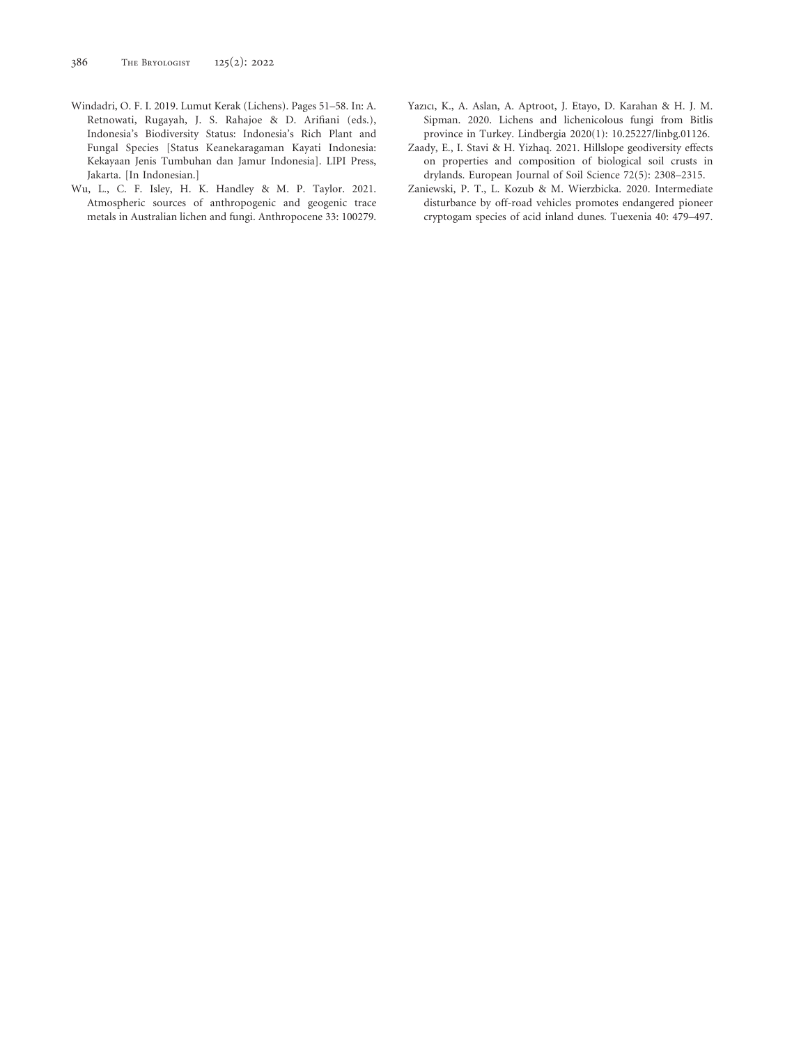Windadri, O. F. I. 2019. Lumut Kerak (Lichens). Pages 51–58. In: A. Retnowati, Rugayah, J. S. Rahajoe & D. Arifiani (eds.), Indonesia's Biodiversity Status: Indonesia's Rich Plant and Fungal Species [Status Keanekaragaman Kayati Indonesia: Kekayaan Jenis Tumbuhan dan Jamur Indonesia]. LIPI Press, Jakarta. [In Indonesian.]

Wu, L., C. F. Isley, H. K. Handley & M. P. Taylor. 2021. Atmospheric sources of anthropogenic and geogenic trace metals in Australian lichen and fungi. Anthropocene 33: 100279.

Yazıcı, K., A. Aslan, A. Aptroot, J. Etayo, D. Karahan & H. J. M. Sipman. 2020. Lichens and lichenicolous fungi from Bitlis province in Turkey. Lindbergia 2020(1): 10.25227/linbg.01126.

Zaady, E., I. Stavi & H. Yizhaq. 2021. Hillslope geodiversity effects on properties and composition of biological soil crusts in drylands. European Journal of Soil Science 72(5): 2308–2315.

Zaniewski, P. T., L. Kozub & M. Wierzbicka. 2020. Intermediate disturbance by off-road vehicles promotes endangered pioneer cryptogam species of acid inland dunes. Tuexenia 40: 479–497.